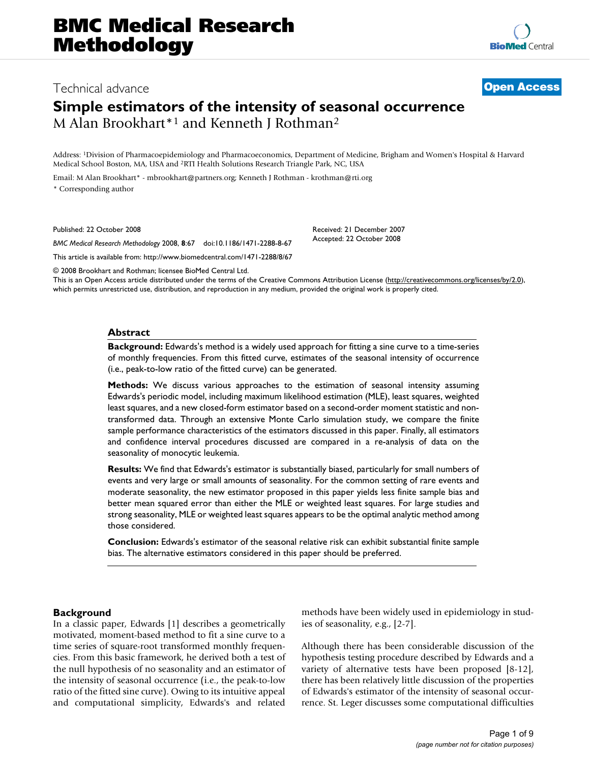Technical advance

**Open Access**

# Simple estimators of the intensity of seasonal occurrence

M Alan Brookhart*[1] and Kenneth J Rothman[2]

Address: [1]Division of Pharmacoepidemiology and Pharmacoeconomics, Department of Medicine, Brigham and Women's Hospital & Harvard Medical School Boston, MA, USA and [2]RTI Health Solutions Research Triangle Park, NC, USA

Email: M Alan Brookhart* - mbrookhart@partners.org; Kenneth J Rothman - krothman@rti.org

\* Corresponding author

Published: 22 October 2008

*BMC Medical Research Methodology* 2008, **8**:67 doi:10.1186/1471-2288-8-67

Received: 21 December 2007
Accepted: 22 October 2008

This article is available from: http://www.biomedcentral.com/1471-2288/8/67

© 2008 Brookhart and Rothman; licensee BioMed Central Ltd.
This is an Open Access article distributed under the terms of the Creative Commons Attribution License (http://creativecommons.org/licenses/by/2.0), which permits unrestricted use, distribution, and reproduction in any medium, provided the original work is properly cited.

## Abstract

**Background:** Edwards's method is a widely used approach for fitting a sine curve to a time-series of monthly frequencies. From this fitted curve, estimates of the seasonal intensity of occurrence (i.e., peak-to-low ratio of the fitted curve) can be generated.

**Methods:** We discuss various approaches to the estimation of seasonal intensity assuming Edwards's periodic model, including maximum likelihood estimation (MLE), least squares, weighted least squares, and a new closed-form estimator based on a second-order moment statistic and non-transformed data. Through an extensive Monte Carlo simulation study, we compare the finite sample performance characteristics of the estimators discussed in this paper. Finally, all estimators and confidence interval procedures discussed are compared in a re-analysis of data on the seasonality of monocytic leukemia.

**Results:** We find that Edwards's estimator is substantially biased, particularly for small numbers of events and very large or small amounts of seasonality. For the common setting of rare events and moderate seasonality, the new estimator proposed in this paper yields less finite sample bias and better mean squared error than either the MLE or weighted least squares. For large studies and strong seasonality, MLE or weighted least squares appears to be the optimal analytic method among those considered.

**Conclusion:** Edwards's estimator of the seasonal relative risk can exhibit substantial finite sample bias. The alternative estimators considered in this paper should be preferred.

## Background

In a classic paper, Edwards [1] describes a geometrically motivated, moment-based method to fit a sine curve to a time series of square-root transformed monthly frequencies. From this basic framework, he derived both a test of the null hypothesis of no seasonality and an estimator of the intensity of seasonal occurrence (i.e., the peak-to-low ratio of the fitted sine curve). Owing to its intuitive appeal and computational simplicity, Edwards's and related methods have been widely used in epidemiology in studies of seasonality, e.g., [2-7].

Although there has been considerable discussion of the hypothesis testing procedure described by Edwards and a variety of alternative tests have been proposed [8-12], there has been relatively little discussion of the properties of Edwards's estimator of the intensity of seasonal occurrence. St. Leger discusses some computational difficulties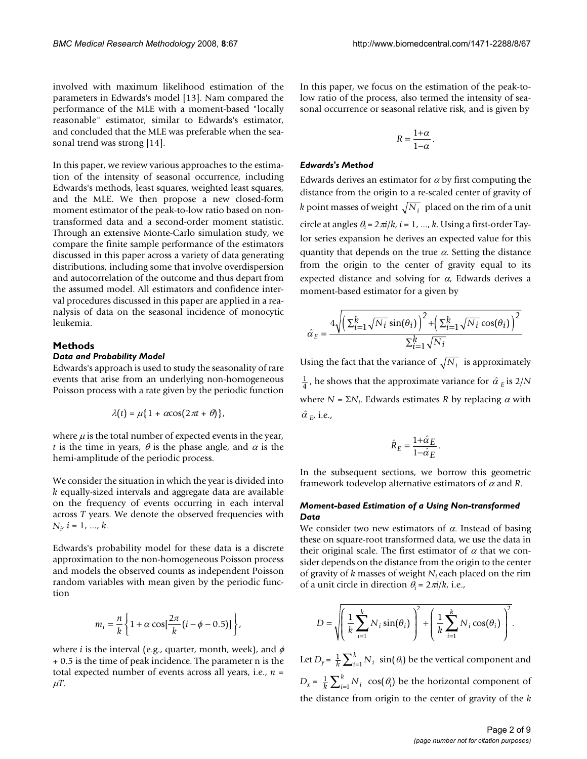involved with maximum likelihood estimation of the parameters in Edwards's model [13]. Nam compared the performance of the MLE with a moment-based "locally reasonable" estimator, similar to Edwards's estimator, and concluded that the MLE was preferable when the seasonal trend was strong [14].

In this paper, we review various approaches to the estimation of the intensity of seasonal occurrence, including Edwards's methods, least squares, weighted least squares, and the MLE. We then propose a new closed-form moment estimator of the peak-to-low ratio based on non-transformed data and a second-order moment statistic. Through an extensive Monte-Carlo simulation study, we compare the finite sample performance of the estimators discussed in this paper across a variety of data generating distributions, including some that involve overdispersion and autocorrelation of the outcome and thus depart from the assumed model. All estimators and confidence interval procedures discussed in this paper are applied in a reanalysis of data on the seasonal incidence of monocytic leukemia.

## Methods

### *Data and Probability Model*

Edwards's approach is used to study the seasonality of rare events that arise from an underlying non-homogeneous Poisson process with a rate given by the periodic function

$$\lambda(t) = \mu\{1 + \alpha\cos(2\pi t + \theta)\},$$

where $\mu$ is the total number of expected events in the year, $t$ is the time in years, $\theta$ is the phase angle, and $\alpha$ is the hemi-amplitude of the periodic process.

We consider the situation in which the year is divided into $k$ equally-sized intervals and aggregate data are available on the frequency of events occurring in each interval across $T$ years. We denote the observed frequencies with $N_i$, $i = 1, ..., k$.

Edwards's probability model for these data is a discrete approximation to the non-homogeneous Poisson process and models the observed counts as independent Poisson random variables with mean given by the periodic function

$$m_i = \frac{n}{k}\left\{1 + \alpha\cos\left[\frac{2\pi}{k}(i - \phi - 0.5)\right]\right\},$$

where $i$ is the interval (e.g., quarter, month, week), and $\phi + 0.5$ is the time of peak incidence. The parameter n is the total expected number of events across all years, i.e., $n = \mu T$.

In this paper, we focus on the estimation of the peak-to-low ratio of the process, also termed the intensity of seasonal occurrence or seasonal relative risk, and is given by

$$R = \frac{1+\alpha}{1-\alpha}.$$

### *Edwards's Method*

Edwards derives an estimator for $\alpha$ by first computing the distance from the origin to a re-scaled center of gravity of $k$ point masses of weight $\sqrt{N_i}$ placed on the rim of a unit circle at angles $\theta_i = 2\pi i/k$, $i = 1, ..., k$. Using a first-order Taylor series expansion he derives an expected value for this quantity that depends on the true $\alpha$. Setting the distance from the origin to the center of gravity equal to its expected distance and solving for $\alpha$, Edwards derives a moment-based estimator for a given by

$$\hat{\alpha}_E = \frac{4\sqrt{\left(\sum_{i=1}^{k}\sqrt{N_i}\sin(\theta_i)\right)^2 + \left(\sum_{i=1}^{k}\sqrt{N_i}\cos(\theta_i)\right)^2}}{\sum_{i=1}^{k}\sqrt{N_i}}$$

Using the fact that the variance of $\sqrt{N_i}$ is approximately $\frac{1}{4}$, he shows that the approximate variance for $\hat{\alpha}_E$ is $2/N$ where $N = \Sigma N_i$. Edwards estimates $R$ by replacing $\alpha$ with $\hat{\alpha}_E$, i.e.,

$$\hat{R}_E = \frac{1+\hat{\alpha}_E}{1-\hat{\alpha}_E}.$$

In the subsequent sections, we borrow this geometric framework todevelop alternative estimators of $\alpha$ and $R$.

### *Moment-based Estimation of a Using Non-transformed Data*

We consider two new estimators of $\alpha$. Instead of basing these on square-root transformed data, we use the data in their original scale. The first estimator of $\alpha$ that we consider depends on the distance from the origin to the center of gravity of $k$ masses of weight $N_i$ each placed on the rim of a unit circle in direction $\theta_i = 2\pi i/k$, i.e.,

$$D = \sqrt{\left(\frac{1}{k}\sum_{i=1}^{k}N_i\sin(\theta_i)\right)^2 + \left(\frac{1}{k}\sum_{i=1}^{k}N_i\cos(\theta_i)\right)^2}.$$

Let $D_y = \frac{1}{k}\sum_{i=1}^{k}N_i \sin(\theta_i)$ be the vertical component and $D_x = \frac{1}{k}\sum_{i=1}^{k}N_i \cos(\theta_i)$ be the horizontal component of the distance from origin to the center of gravity of the $k$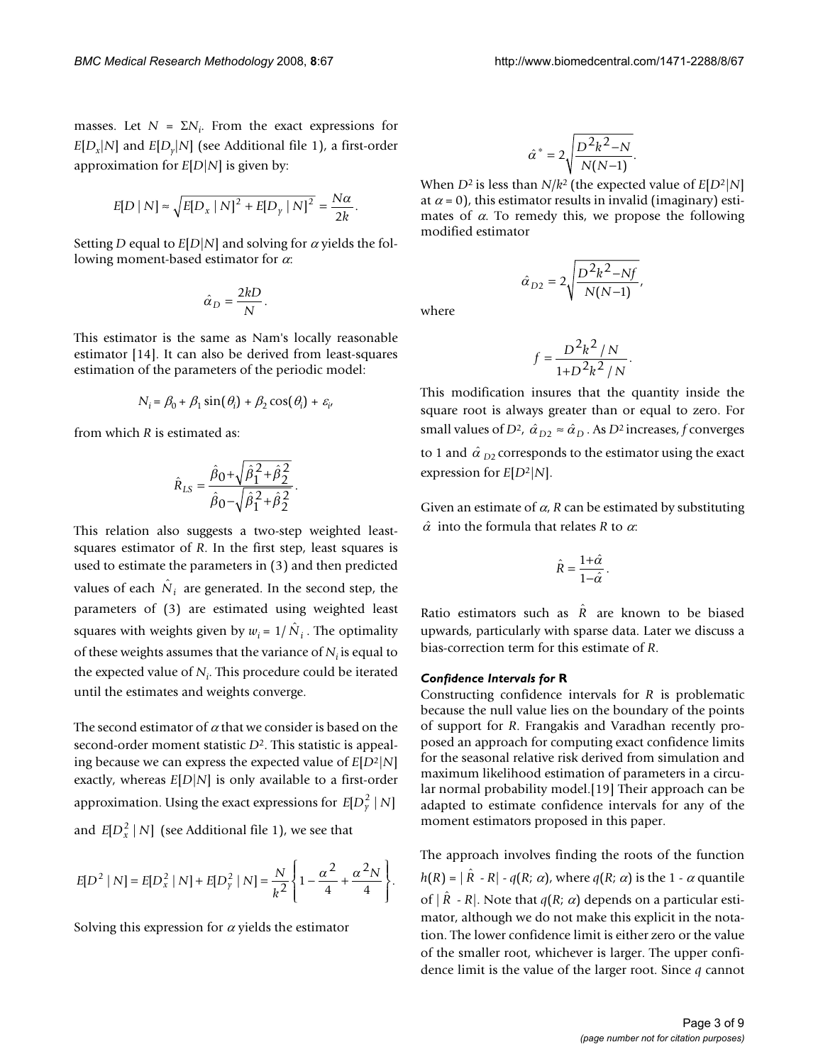masses. Let $N = \Sigma N_i$. From the exact expressions for $E[D_x|N]$ and $E[D_y|N]$ (see Additional file 1), a first-order approximation for $E[D|N]$ is given by:

$$E[D \mid N] \approx \sqrt{E[D_x \mid N]^2 + E[D_y \mid N]^2} = \frac{N\alpha}{2k}.$$

Setting $D$ equal to $E[D|N]$ and solving for $\alpha$ yields the following moment-based estimator for $\alpha$:

$$\hat{\alpha}_D = \frac{2kD}{N}.$$

This estimator is the same as Nam's locally reasonable estimator [14]. It can also be derived from least-squares estimation of the parameters of the periodic model:

$$N_i = \beta_0 + \beta_1 \sin(\theta_i) + \beta_2 \cos(\theta_i) + \varepsilon_i,$$

from which $R$ is estimated as:

$$\hat{R}_{LS} = \frac{\hat{\beta}_0 + \sqrt{\hat{\beta}_1^2 + \hat{\beta}_2^2}}{\hat{\beta}_0 - \sqrt{\hat{\beta}_1^2 + \hat{\beta}_2^2}}.$$

This relation also suggests a two-step weighted least-squares estimator of $R$. In the first step, least squares is used to estimate the parameters in (3) and then predicted values of each $\hat{N}_i$ are generated. In the second step, the parameters of (3) are estimated using weighted least squares with weights given by $w_i = 1/\hat{N}_i$. The optimality of these weights assumes that the variance of $N_i$ is equal to the expected value of $N_i$. This procedure could be iterated until the estimates and weights converge.

The second estimator of $\alpha$ that we consider is based on the second-order moment statistic $D^2$. This statistic is appealing because we can express the expected value of $E[D^2|N]$ exactly, whereas $E[D|N]$ is only available to a first-order approximation. Using the exact expressions for $E[D_y^2 \mid N]$ and $E[D_x^2 \mid N]$ (see Additional file 1), we see that

$$E[D^2 \mid N] = E[D_x^2 \mid N] + E[D_y^2 \mid N] = \frac{N}{k^2}\left\{1 - \frac{\alpha^2}{4} + \frac{\alpha^2 N}{4}\right\}.$$

Solving this expression for $\alpha$ yields the estimator

$$\hat{\alpha}^* = 2\sqrt{\frac{D^2k^2 - N}{N(N-1)}}.$$

When $D^2$ is less than $N/k^2$ (the expected value of $E[D^2|N]$ at $\alpha = 0$), this estimator results in invalid (imaginary) estimates of $\alpha$. To remedy this, we propose the following modified estimator

$$\hat{\alpha}_{D2} = 2\sqrt{\frac{D^2k^2 - Nf}{N(N-1)}},$$

where

$$f = \frac{D^2k^2/N}{1 + D^2k^2/N}.$$

This modification insures that the quantity inside the square root is always greater than or equal to zero. For small values of $D^2$, $\hat{\alpha}_{D2} \approx \hat{\alpha}_D$. As $D^2$ increases, $f$ converges to 1 and $\hat{\alpha}_{D2}$ corresponds to the estimator using the exact expression for $E[D^2|N]$.

Given an estimate of $\alpha$, $R$ can be estimated by substituting $\hat{\alpha}$ into the formula that relates $R$ to $\alpha$:

$$\hat{R} = \frac{1 + \hat{\alpha}}{1 - \hat{\alpha}}.$$

Ratio estimators such as $\hat{R}$ are known to be biased upwards, particularly with sparse data. Later we discuss a bias-correction term for this estimate of $R$.

### *Confidence Intervals for* R

Constructing confidence intervals for $R$ is problematic because the null value lies on the boundary of the points of support for $R$. Frangakis and Varadhan recently proposed an approach for computing exact confidence limits for the seasonal relative risk derived from simulation and maximum likelihood estimation of parameters in a circular normal probability model.[19] Their approach can be adapted to estimate confidence intervals for any of the moment estimators proposed in this paper.

The approach involves finding the roots of the function $h(R) = |\hat{R} - R| - q(R; \alpha)$, where $q(R; \alpha)$ is the $1 - \alpha$ quantile of $|\hat{R} - R|$. Note that $q(R; \alpha)$ depends on a particular estimator, although we do not make this explicit in the notation. The lower confidence limit is either zero or the value of the smaller root, whichever is larger. The upper confidence limit is the value of the larger root. Since $q$ cannot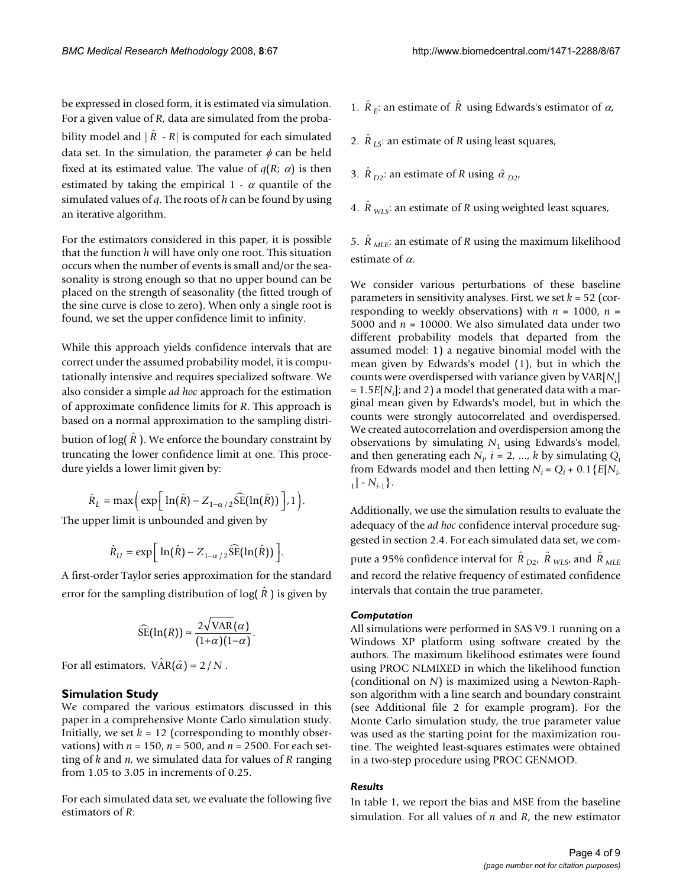be expressed in closed form, it is estimated via simulation. For a given value of $R$, data are simulated from the probability model and $|\hat{R} - R|$ is computed for each simulated data set. In the simulation, the parameter $\phi$ can be held fixed at its estimated value. The value of $q(R; \alpha)$ is then estimated by taking the empirical 1 - $\alpha$ quantile of the simulated values of $q$. The roots of $h$ can be found by using an iterative algorithm.

For the estimators considered in this paper, it is possible that the function $h$ will have only one root. This situation occurs when the number of events is small and/or the seasonality is strong enough so that no upper bound can be placed on the strength of seasonality (the fitted trough of the sine curve is close to zero). When only a single root is found, we set the upper confidence limit to infinity.

While this approach yields confidence intervals that are correct under the assumed probability model, it is computationally intensive and requires specialized software. We also consider a simple *ad hoc* approach for the estimation of approximate confidence limits for $R$. This approach is based on a normal approximation to the sampling distribution of log( $\hat{R}$ ). We enforce the boundary constraint by truncating the lower confidence limit at one. This procedure yields a lower limit given by:

$$\hat{R}_L = \max\left( \exp\left[ \ln(\hat{R}) - Z_{1-\alpha/2}\widehat{\text{SE}}(\ln(\hat{R})) \right], 1 \right).$$

The upper limit is unbounded and given by

$$\hat{R}_U = \exp\left[ \ln(\hat{R}) - Z_{1-\alpha/2}\widehat{\text{SE}}(\ln(\hat{R})) \right].$$

A first-order Taylor series approximation for the standard error for the sampling distribution of log( $\hat{R}$ ) is given by

$$\widehat{\text{SE}}(\ln(R)) \approx \frac{2\sqrt{\text{VAR}(\alpha)}}{(1+\alpha)(1-\alpha)}.$$

For all estimators, $\hat{\text{VAR}}(\hat{\alpha}) \approx 2/N$.

## Simulation Study

We compared the various estimators discussed in this paper in a comprehensive Monte Carlo simulation study. Initially, we set $k = 12$ (corresponding to monthly observations) with $n = 150$, $n = 500$, and $n = 2500$. For each setting of $k$ and $n$, we simulated data for values of $R$ ranging from 1.05 to 3.05 in increments of 0.25.

For each simulated data set, we evaluate the following five estimators of $R$:

1. $\hat{R}_E$: an estimate of $\hat{R}$ using Edwards's estimator of $\alpha$,

2. $\hat{R}_{LS}$: an estimate of $R$ using least squares,

3. $\hat{R}_{D2}$: an estimate of $R$ using $\hat{\alpha}_{D2}$,

4. $\hat{R}_{WLS}$: an estimate of $R$ using weighted least squares,

5. $\hat{R}_{MLE}$: an estimate of $R$ using the maximum likelihood estimate of $\alpha$.

We consider various perturbations of these baseline parameters in sensitivity analyses. First, we set $k = 52$ (corresponding to weekly observations) with $n = 1000$, $n = 5000$ and $n = 10000$. We also simulated data under two different probability models that departed from the assumed model: 1) a negative binomial model with the mean given by Edwards's model (1), but in which the counts were overdispersed with variance given by VAR[$N_i$] = 1.5$E$[$N_i$]; and 2) a model that generated data with a marginal mean given by Edwards's model, but in which the counts were strongly autocorrelated and overdispersed. We created autocorrelation and overdispersion among the observations by simulating $N_1$ using Edwards's model, and then generating each $N_i$, $i = 2, ..., k$ by simulating $Q_i$ from Edwards model and then letting $N_i = Q_i + 0.1\{E[N_{i-1}] - N_{i-1}\}$.

Additionally, we use the simulation results to evaluate the adequacy of the *ad hoc* confidence interval procedure suggested in section 2.4. For each simulated data set, we compute a 95% confidence interval for $\hat{R}_{D2}$, $\hat{R}_{WLS}$, and $\hat{R}_{MLE}$ and record the relative frequency of estimated confidence intervals that contain the true parameter.

### *Computation*

All simulations were performed in SAS V9.1 running on a Windows XP platform using software created by the authors. The maximum likelihood estimates were found using PROC NLMIXED in which the likelihood function (conditional on $N$) is maximized using a Newton-Raphson algorithm with a line search and boundary constraint (see Additional file 2 for example program). For the Monte Carlo simulation study, the true parameter value was used as the starting point for the maximization routine. The weighted least-squares estimates were obtained in a two-step procedure using PROC GENMOD.

### *Results*

In table 1, we report the bias and MSE from the baseline simulation. For all values of $n$ and $R$, the new estimator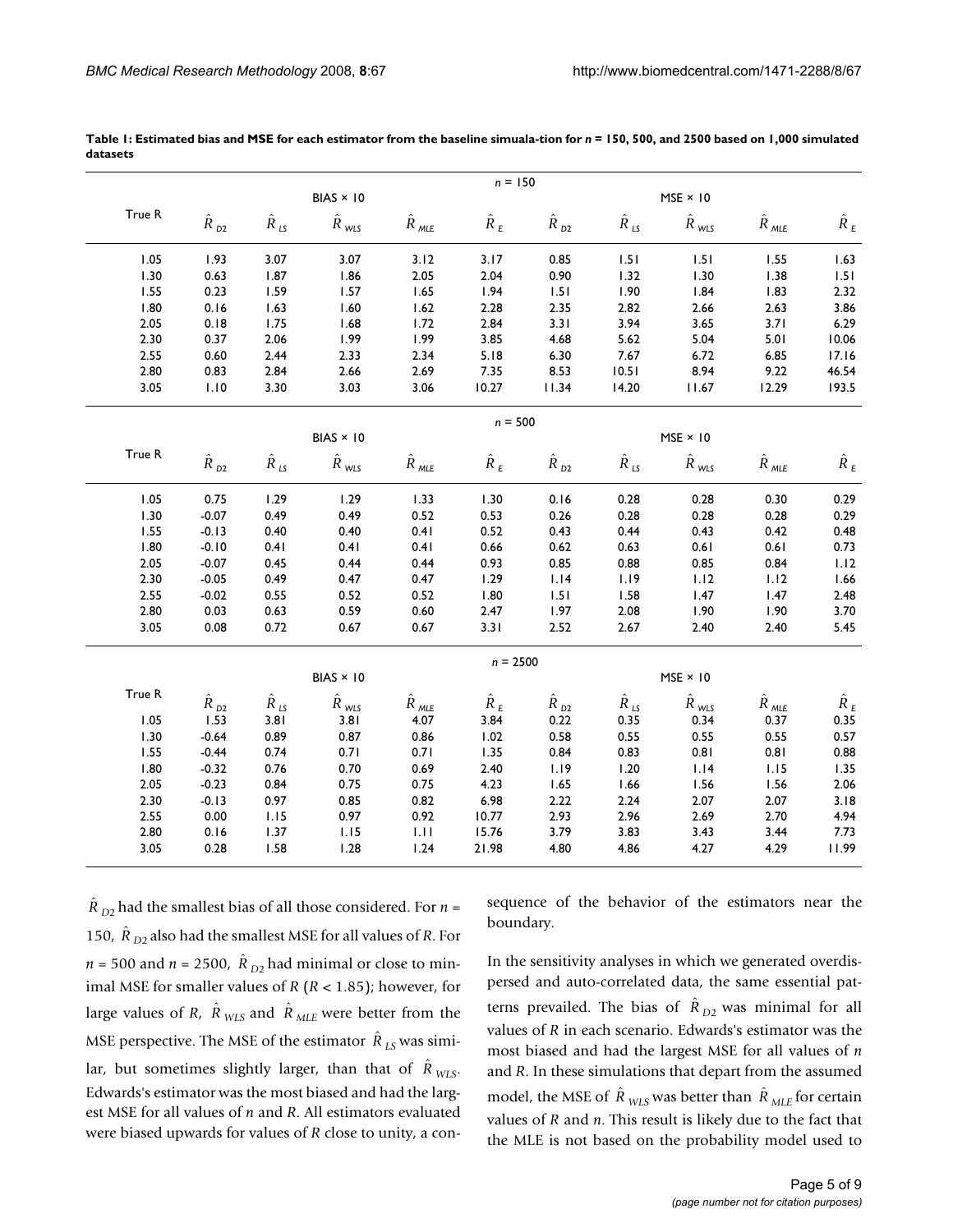**Table 1: Estimated bias and MSE for each estimator from the baseline simuala-tion for $n$ = 150, 500, and 2500 based on 1,000 simulated datasets**

| | $n$ = 150 | | | | | | | | | |
|---|---|---|---|---|---|---|---|---|---|---|
| | BIAS × 10 | | | | | MSE × 10 | | | | |
| True R | $\hat{R}_{D2}$ | $\hat{R}_{LS}$ | $\hat{R}_{WLS}$ | $\hat{R}_{MLE}$ | $\hat{R}_{E}$ | $\hat{R}_{D2}$ | $\hat{R}_{LS}$ | $\hat{R}_{WLS}$ | $\hat{R}_{MLE}$ | $\hat{R}_{E}$ |
| 1.05 | 1.93 | 3.07 | 3.07 | 3.12 | 3.17 | 0.85 | 1.51 | 1.51 | 1.55 | 1.63 |
| 1.30 | 0.63 | 1.87 | 1.86 | 2.05 | 2.04 | 0.90 | 1.32 | 1.30 | 1.38 | 1.51 |
| 1.55 | 0.23 | 1.59 | 1.57 | 1.65 | 1.94 | 1.51 | 1.90 | 1.84 | 1.83 | 2.32 |
| 1.80 | 0.16 | 1.63 | 1.60 | 1.62 | 2.28 | 2.35 | 2.82 | 2.66 | 2.63 | 3.86 |
| 2.05 | 0.18 | 1.75 | 1.68 | 1.72 | 2.84 | 3.31 | 3.94 | 3.65 | 3.71 | 6.29 |
| 2.30 | 0.37 | 2.06 | 1.99 | 1.99 | 3.85 | 4.68 | 5.62 | 5.04 | 5.01 | 10.06 |
| 2.55 | 0.60 | 2.44 | 2.33 | 2.34 | 5.18 | 6.30 | 7.67 | 6.72 | 6.85 | 17.16 |
| 2.80 | 0.83 | 2.84 | 2.66 | 2.69 | 7.35 | 8.53 | 10.51 | 8.94 | 9.22 | 46.54 |
| 3.05 | 1.10 | 3.30 | 3.03 | 3.06 | 10.27 | 11.34 | 14.20 | 11.67 | 12.29 | 193.5 |
| | $n$ = 500 | | | | | | | | | |
| | BIAS × 10 | | | | | MSE × 10 | | | | |
| True R | $\hat{R}_{D2}$ | $\hat{R}_{LS}$ | $\hat{R}_{WLS}$ | $\hat{R}_{MLE}$ | $\hat{R}_{E}$ | $\hat{R}_{D2}$ | $\hat{R}_{LS}$ | $\hat{R}_{WLS}$ | $\hat{R}_{MLE}$ | $\hat{R}_{E}$ |
| 1.05 | 0.75 | 1.29 | 1.29 | 1.33 | 1.30 | 0.16 | 0.28 | 0.28 | 0.30 | 0.29 |
| 1.30 | -0.07 | 0.49 | 0.49 | 0.52 | 0.53 | 0.26 | 0.28 | 0.28 | 0.28 | 0.29 |
| 1.55 | -0.13 | 0.40 | 0.40 | 0.41 | 0.52 | 0.43 | 0.44 | 0.43 | 0.42 | 0.48 |
| 1.80 | -0.10 | 0.41 | 0.41 | 0.41 | 0.66 | 0.62 | 0.63 | 0.61 | 0.61 | 0.73 |
| 2.05 | -0.07 | 0.45 | 0.44 | 0.44 | 0.93 | 0.85 | 0.88 | 0.85 | 0.84 | 1.12 |
| 2.30 | -0.05 | 0.49 | 0.47 | 0.47 | 1.29 | 1.14 | 1.19 | 1.12 | 1.12 | 1.66 |
| 2.55 | -0.02 | 0.55 | 0.52 | 0.52 | 1.80 | 1.51 | 1.58 | 1.47 | 1.47 | 2.48 |
| 2.80 | 0.03 | 0.63 | 0.59 | 0.60 | 2.47 | 1.97 | 2.08 | 1.90 | 1.90 | 3.70 |
| 3.05 | 0.08 | 0.72 | 0.67 | 0.67 | 3.31 | 2.52 | 2.67 | 2.40 | 2.40 | 5.45 |
| | $n$ = 2500 | | | | | | | | | |
| | BIAS × 10 | | | | | MSE × 10 | | | | |
| True R | $\hat{R}_{D2}$ | $\hat{R}_{LS}$ | $\hat{R}_{WLS}$ | $\hat{R}_{MLE}$ | $\hat{R}_{E}$ | $\hat{R}_{D2}$ | $\hat{R}_{LS}$ | $\hat{R}_{WLS}$ | $\hat{R}_{MLE}$ | $\hat{R}_{E}$ |
| 1.05 | 1.53 | 3.81 | 3.81 | 4.07 | 3.84 | 0.22 | 0.35 | 0.34 | 0.37 | 0.35 |
| 1.30 | -0.64 | 0.89 | 0.87 | 0.86 | 1.02 | 0.58 | 0.55 | 0.55 | 0.55 | 0.57 |
| 1.55 | -0.44 | 0.74 | 0.71 | 0.71 | 1.35 | 0.84 | 0.83 | 0.81 | 0.81 | 0.88 |
| 1.80 | -0.32 | 0.76 | 0.70 | 0.69 | 2.40 | 1.19 | 1.20 | 1.14 | 1.15 | 1.35 |
| 2.05 | -0.23 | 0.84 | 0.75 | 0.75 | 4.23 | 1.65 | 1.66 | 1.56 | 1.56 | 2.06 |
| 2.30 | -0.13 | 0.97 | 0.85 | 0.82 | 6.98 | 2.22 | 2.24 | 2.07 | 2.07 | 3.18 |
| 2.55 | 0.00 | 1.15 | 0.97 | 0.92 | 10.77 | 2.93 | 2.96 | 2.69 | 2.70 | 4.94 |
| 2.80 | 0.16 | 1.37 | 1.15 | 1.11 | 15.76 | 3.79 | 3.83 | 3.43 | 3.44 | 7.73 |
| 3.05 | 0.28 | 1.58 | 1.28 | 1.24 | 21.98 | 4.80 | 4.86 | 4.27 | 4.29 | 11.99 |

$\hat{R}_{D2}$ had the smallest bias of all those considered. For $n$ = 150, $\hat{R}_{D2}$ also had the smallest MSE for all values of $R$. For $n$ = 500 and $n$ = 2500, $\hat{R}_{D2}$ had minimal or close to minimal MSE for smaller values of $R$ ($R < 1.85$); however, for large values of $R$, $\hat{R}_{WLS}$ and $\hat{R}_{MLE}$ were better from the MSE perspective. The MSE of the estimator $\hat{R}_{LS}$ was similar, but sometimes slightly larger, than that of $\hat{R}_{WLS}$. Edwards's estimator was the most biased and had the largest MSE for all values of $n$ and $R$. All estimators evaluated were biased upwards for values of $R$ close to unity, a consequence of the behavior of the estimators near the boundary.

In the sensitivity analyses in which we generated overdispersed and auto-correlated data, the same essential patterns prevailed. The bias of $\hat{R}_{D2}$ was minimal for all values of $R$ in each scenario. Edwards's estimator was the most biased and had the largest MSE for all values of $n$ and $R$. In these simulations that depart from the assumed model, the MSE of $\hat{R}_{WLS}$ was better than $\hat{R}_{MLE}$ for certain values of $R$ and $n$. This result is likely due to the fact that the MLE is not based on the probability model used to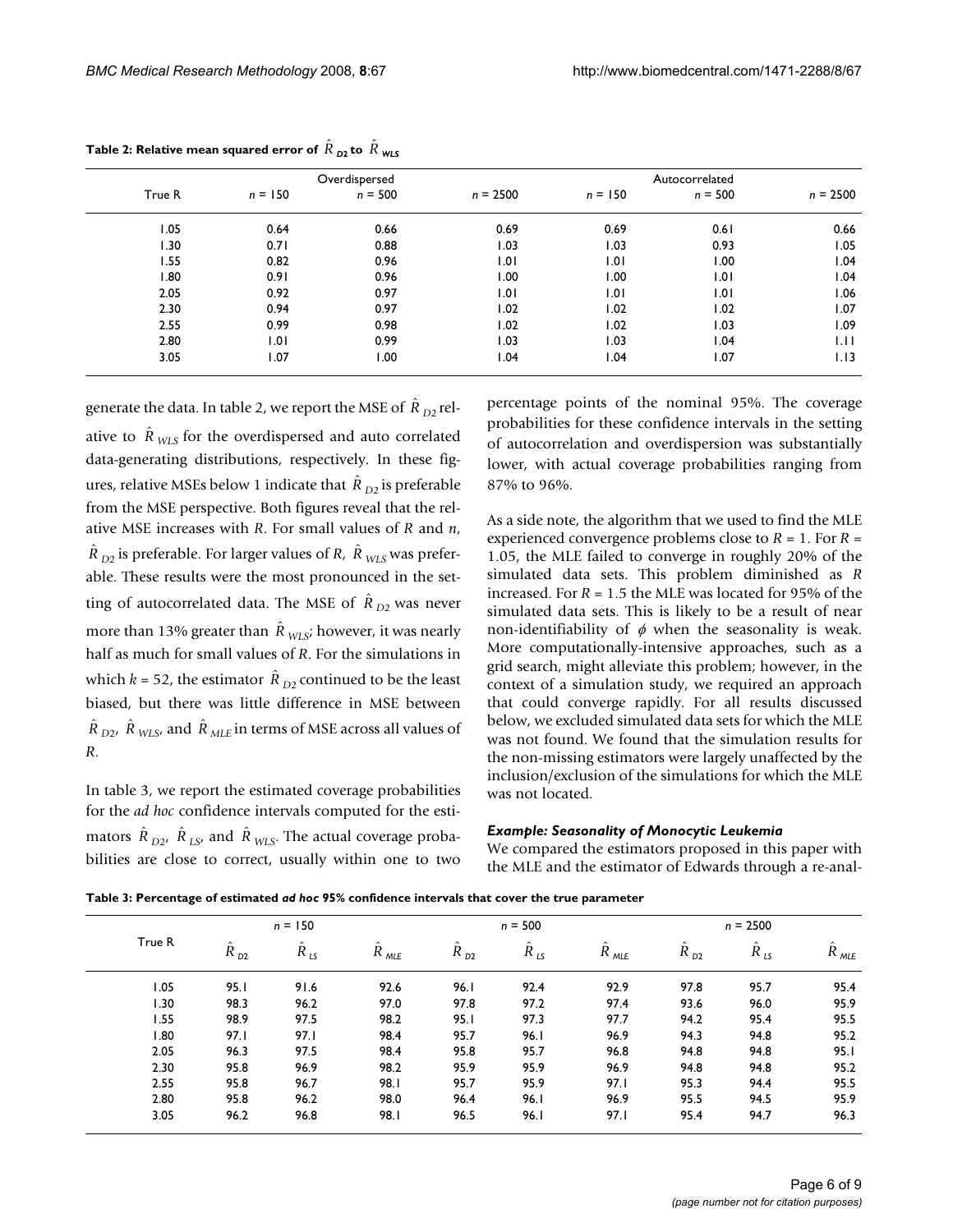**Table 2: Relative mean squared error of $\hat{R}_{D2}$ to $\hat{R}_{WLS}$**

| True R | Overdispersed | | | Autocorrelated | | |
|---|---|---|---|---|---|---|
| | $n$ = 150 | $n$ = 500 | $n$ = 2500 | $n$ = 150 | $n$ = 500 | $n$ = 2500 |
| 1.05 | 0.64 | 0.66 | 0.69 | 0.69 | 0.61 | 0.66 |
| 1.30 | 0.71 | 0.88 | 1.03 | 1.03 | 0.93 | 1.05 |
| 1.55 | 0.82 | 0.96 | 1.01 | 1.01 | 1.00 | 1.04 |
| 1.80 | 0.91 | 0.96 | 1.00 | 1.00 | 1.01 | 1.04 |
| 2.05 | 0.92 | 0.97 | 1.01 | 1.01 | 1.01 | 1.06 |
| 2.30 | 0.94 | 0.97 | 1.02 | 1.02 | 1.02 | 1.07 |
| 2.55 | 0.99 | 0.98 | 1.02 | 1.02 | 1.03 | 1.09 |
| 2.80 | 1.01 | 0.99 | 1.03 | 1.03 | 1.04 | 1.11 |
| 3.05 | 1.07 | 1.00 | 1.04 | 1.04 | 1.07 | 1.13 |

generate the data. In table 2, we report the MSE of $\hat{R}_{D2}$ relative to $\hat{R}_{WLS}$ for the overdispersed and auto correlated data-generating distributions, respectively. In these figures, relative MSEs below 1 indicate that $\hat{R}_{D2}$ is preferable from the MSE perspective. Both figures reveal that the relative MSE increases with $R$. For small values of $R$ and $n$, $\hat{R}_{D2}$ is preferable. For larger values of $R$, $\hat{R}_{WLS}$ was preferable. These results were the most pronounced in the setting of autocorrelated data. The MSE of $\hat{R}_{D2}$ was never more than 13% greater than $\hat{R}_{WLS}$; however, it was nearly half as much for small values of $R$. For the simulations in which $k$ = 52, the estimator $\hat{R}_{D2}$ continued to be the least biased, but there was little difference in MSE between $\hat{R}_{D2}$, $\hat{R}_{WLS}$, and $\hat{R}_{MLE}$ in terms of MSE across all values of $R$.

In table 3, we report the estimated coverage probabilities for the *ad hoc* confidence intervals computed for the estimators $\hat{R}_{D2}$, $\hat{R}_{LS}$, and $\hat{R}_{WLS}$. The actual coverage probabilities are close to correct, usually within one to two percentage points of the nominal 95%. The coverage probabilities for these confidence intervals in the setting of autocorrelation and overdispersion was substantially lower, with actual coverage probabilities ranging from 87% to 96%.

As a side note, the algorithm that we used to find the MLE experienced convergence problems close to $R$ = 1. For $R$ = 1.05, the MLE failed to converge in roughly 20% of the simulated data sets. This problem diminished as $R$ increased. For $R$ = 1.5 the MLE was located for 95% of the simulated data sets. This is likely to be a result of near non-identifiability of $\phi$ when the seasonality is weak. More computationally-intensive approaches, such as a grid search, might alleviate this problem; however, in the context of a simulation study, we required an approach that could converge rapidly. For all results discussed below, we excluded simulated data sets for which the MLE was not found. We found that the simulation results for the non-missing estimators were largely unaffected by the inclusion/exclusion of the simulations for which the MLE was not located.

### *Example: Seasonality of Monocytic Leukemia*

We compared the estimators proposed in this paper with the MLE and the estimator of Edwards through a re-anal-

**Table 3: Percentage of estimated *ad hoc* 95% confidence intervals that cover the true parameter**

| True R | $n$ = 150 | | | $n$ = 500 | | | $n$ = 2500 | | |
|---|---|---|---|---|---|---|---|---|---|
| | $\hat{R}_{D2}$ | $\hat{R}_{LS}$ | $\hat{R}_{MLE}$ | $\hat{R}_{D2}$ | $\hat{R}_{LS}$ | $\hat{R}_{MLE}$ | $\hat{R}_{D2}$ | $\hat{R}_{LS}$ | $\hat{R}_{MLE}$ |
| 1.05 | 95.1 | 91.6 | 92.6 | 96.1 | 92.4 | 92.9 | 97.8 | 95.7 | 95.4 |
| 1.30 | 98.3 | 96.2 | 97.0 | 97.8 | 97.2 | 97.4 | 93.6 | 96.0 | 95.9 |
| 1.55 | 98.9 | 97.5 | 98.2 | 95.1 | 97.3 | 97.7 | 94.2 | 95.4 | 95.5 |
| 1.80 | 97.1 | 97.1 | 98.4 | 95.7 | 96.1 | 96.9 | 94.3 | 94.8 | 95.2 |
| 2.05 | 96.3 | 97.5 | 98.4 | 95.8 | 95.7 | 96.8 | 94.8 | 94.8 | 95.1 |
| 2.30 | 95.8 | 96.9 | 98.2 | 95.9 | 95.9 | 96.9 | 94.8 | 94.8 | 95.2 |
| 2.55 | 95.8 | 96.7 | 98.1 | 95.7 | 95.9 | 97.1 | 95.3 | 94.4 | 95.5 |
| 2.80 | 95.8 | 96.2 | 98.0 | 96.4 | 96.1 | 96.9 | 95.5 | 94.5 | 95.9 |
| 3.05 | 96.2 | 96.8 | 98.1 | 96.5 | 96.1 | 97.1 | 95.4 | 94.7 | 96.3 |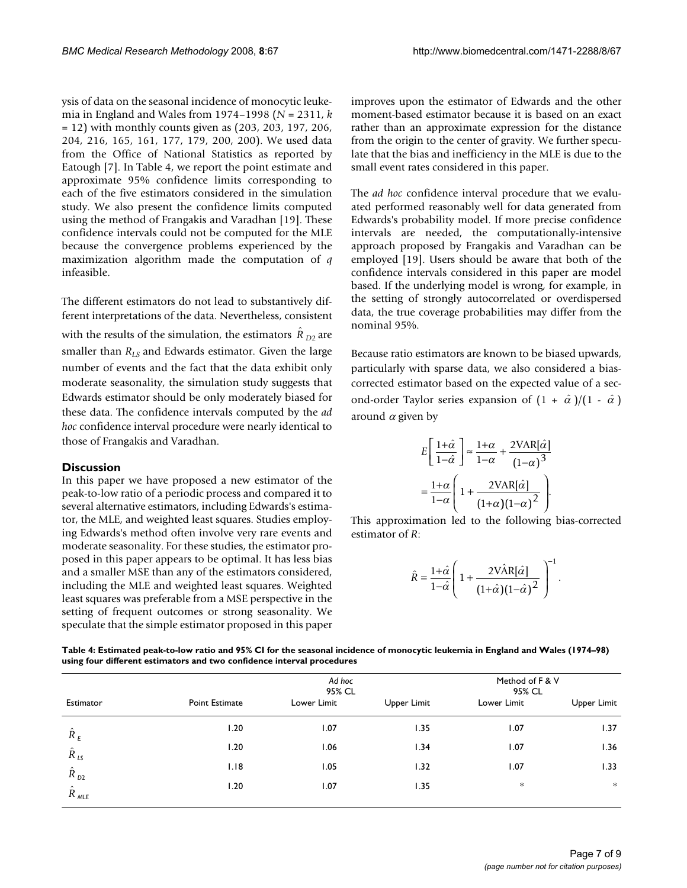ysis of data on the seasonal incidence of monocytic leukemia in England and Wales from 1974–1998 ($N = 2311$, $k = 12$) with monthly counts given as (203, 203, 197, 206, 204, 216, 165, 161, 177, 179, 200, 200). We used data from the Office of National Statistics as reported by Eatough [7]. In Table 4, we report the point estimate and approximate 95% confidence limits corresponding to each of the five estimators considered in the simulation study. We also present the confidence limits computed using the method of Frangakis and Varadhan [19]. These confidence intervals could not be computed for the MLE because the convergence problems experienced by the maximization algorithm made the computation of $q$ infeasible.

The different estimators do not lead to substantively different interpretations of the data. Nevertheless, consistent with the results of the simulation, the estimators $\hat{R}_{D2}$ are smaller than $R_{LS}$ and Edwards estimator. Given the large number of events and the fact that the data exhibit only moderate seasonality, the simulation study suggests that Edwards estimator should be only moderately biased for these data. The confidence intervals computed by the *ad hoc* confidence interval procedure were nearly identical to those of Frangakis and Varadhan.

## Discussion

In this paper we have proposed a new estimator of the peak-to-low ratio of a periodic process and compared it to several alternative estimators, including Edwards's estimator, the MLE, and weighted least squares. Studies employing Edwards's method often involve very rare events and moderate seasonality. For these studies, the estimator proposed in this paper appears to be optimal. It has less bias and a smaller MSE than any of the estimators considered, including the MLE and weighted least squares. Weighted least squares was preferable from a MSE perspective in the setting of frequent outcomes or strong seasonality. We speculate that the simple estimator proposed in this paper improves upon the estimator of Edwards and the other moment-based estimator because it is based on an exact rather than an approximate expression for the distance from the origin to the center of gravity. We further speculate that the bias and inefficiency in the MLE is due to the small event rates considered in this paper.

The *ad hoc* confidence interval procedure that we evaluated performed reasonably well for data generated from Edwards's probability model. If more precise confidence intervals are needed, the computationally-intensive approach proposed by Frangakis and Varadhan can be employed [19]. Users should be aware that both of the confidence intervals considered in this paper are model based. If the underlying model is wrong, for example, in the setting of strongly autocorrelated or overdispersed data, the true coverage probabilities may differ from the nominal 95%.

Because ratio estimators are known to be biased upwards, particularly with sparse data, we also considered a bias-corrected estimator based on the expected value of a second-order Taylor series expansion of $(1 + \hat{\alpha})/(1 - \hat{\alpha})$ around $\alpha$ given by

$$E\left[\frac{1+\hat{\alpha}}{1-\hat{\alpha}}\right] \approx \frac{1+\alpha}{1-\alpha} + \frac{2\text{VAR}[\hat{\alpha}]}{(1-\alpha)^3}$$
$$= \frac{1+\alpha}{1-\alpha}\left(1 + \frac{2\text{VAR}[\hat{\alpha}]}{(1+\alpha)(1-\alpha)^2}\right).$$

This approximation led to the following bias-corrected estimator of $R$:

$$\hat{R} = \frac{1+\hat{\alpha}}{1-\hat{\alpha}}\left(1 + \frac{2\hat{\text{VAR}}[\hat{\alpha}]}{(1+\hat{\alpha})(1-\hat{\alpha})^2}\right)^{-1}.$$

**Table 4: Estimated peak-to-low ratio and 95% CI for the seasonal incidence of monocytic leukemia in England and Wales (1974–98) using four different estimators and two confidence interval procedures**

| | | *Ad hoc* 95% CL | | Method of F & V 95% CL | |
|---|---|---|---|---|---|
| Estimator | Point Estimate | Lower Limit | Upper Limit | Lower Limit | Upper Limit |
| $\hat{R}_E$ | 1.20 | 1.07 | 1.35 | 1.07 | 1.37 |
| $\hat{R}_{LS}$ | 1.20 | 1.06 | 1.34 | 1.07 | 1.36 |
| $\hat{R}_{D2}$ | 1.18 | 1.05 | 1.32 | 1.07 | 1.33 |
| $\hat{R}_{MLE}$ | 1.20 | 1.07 | 1.35 | * | * |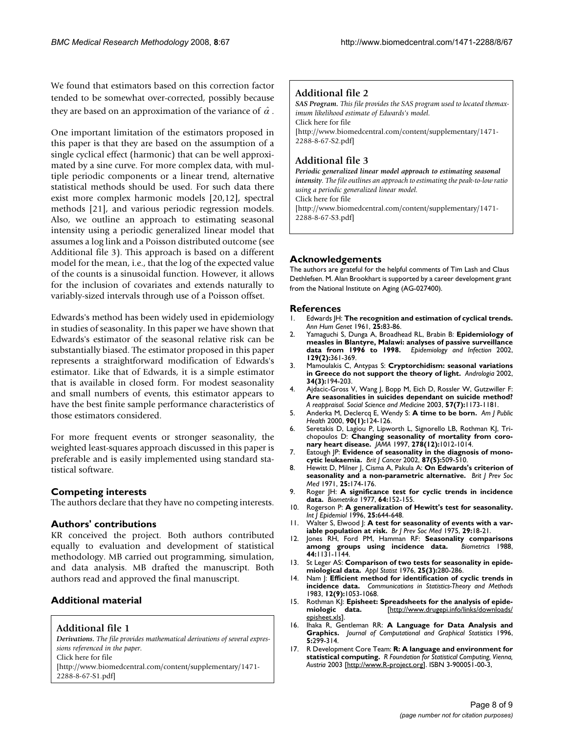We found that estimators based on this correction factor tended to be somewhat over-corrected, possibly because they are based on an approximation of the variance of $\hat{\alpha}$.

One important limitation of the estimators proposed in this paper is that they are based on the assumption of a single cyclical effect (harmonic) that can be well approximated by a sine curve. For more complex data, with multiple periodic components or a linear trend, alternative statistical methods should be used. For such data there exist more complex harmonic models [20,12], spectral methods [21], and various periodic regression models. Also, we outline an approach to estimating seasonal intensity using a periodic generalized linear model that assumes a log link and a Poisson distributed outcome (see Additional file 3). This approach is based on a different model for the mean, i.e., that the log of the expected value of the counts is a sinusoidal function. However, it allows for the inclusion of covariates and extends naturally to variably-sized intervals through use of a Poisson offset.

Edwards's method has been widely used in epidemiology in studies of seasonality. In this paper we have shown that Edwards's estimator of the seasonal relative risk can be substantially biased. The estimator proposed in this paper represents a straightforward modification of Edwards's estimator. Like that of Edwards, it is a simple estimator that is available in closed form. For modest seasonality and small numbers of events, this estimator appears to have the best finite sample performance characteristics of those estimators considered.

For more frequent events or stronger seasonality, the weighted least-squares approach discussed in this paper is preferable and is easily implemented using standard statistical software.

## Competing interests

The authors declare that they have no competing interests.

## Authors' contributions

KR conceived the project. Both authors contributed equally to evaluation and development of statistical methodology. MB carried out programming, simulation, and data analysis. MB drafted the manuscript. Both authors read and approved the final manuscript.

## Additional material

### Additional file 1

***Derivations.*** *The file provides mathematical derivations of several expressions referenced in the paper.*
Click here for file
[http://www.biomedcentral.com/content/supplementary/1471-2288-8-67-S1.pdf]

### Additional file 2

***SAS Program.*** *This file provides the SAS program used to located themaximum likelihood estimate of Edwards's model.*
Click here for file
[http://www.biomedcentral.com/content/supplementary/1471-2288-8-67-S2.pdf]

### Additional file 3

***Periodic generalized linear model approach to estimating seasonal intensity.*** *The file outlines an approach to estimating the peak-to-low ratio using a periodic generalized linear model.*
Click here for file
[http://www.biomedcentral.com/content/supplementary/1471-2288-8-67-S3.pdf]

## Acknowledgements

The authors are grateful for the helpful comments of Tim Lash and Claus Dethlefsen. M. Alan Brookhart is supported by a career development grant from the National Institute on Aging (AG-027400).

## References

1. Edwards JH: **The recognition and estimation of cyclical trends.** *Ann Hum Genet* 1961, **25:**83-86.
2. Yamaguchi S, Dunga A, Broadhead RL, Brabin B: **Epidemiology of measles in Blantyre, Malawi: analyses of passive surveillance data from 1996 to 1998.** *Epidemiology and Infection* 2002, **129(2):**361-369.
3. Mamoulakis C, Antypas S: **Cryptorchidism: seasonal variations in Greece do not support the theory of light.** *Andrologia* 2002, **34(3):**194-203.
4. Ajdacic-Gross V, Wang J, Bopp M, Eich D, Rossler W, Gutzwiller F: **Are seasonalities in suicides dependant on suicide method?** *A reappraisal. Social Science and Medicine* 2003, **57(7):**1173-1181.
5. Anderka M, Declercq E, Wendy S: **A time to be born.** *Am J Public Health* 2000, **90(1):**124-126.
6. Seretakis D, Lagiou P, Lipworth L, Signorello LB, Rothman KJ, Trichopoulos D: **Changing seasonality of mortality from coronary heart disease.** *JAMA* 1997, **278(12):**1012-1014.
7. Eatough JP: **Evidence of seasonality in the diagnosis of monocytic leukaemia.** *Brit J Cancer* 2002, **87(5):**509-510.
8. Hewitt D, Milner J, Cisma A, Pakula A: **On Edwards's criterion of seasonality and a non-parametric alternative.** *Brit J Prev Soc Med* 1971, **25:**174-176.
9. Roger JH: **A significance test for cyclic trends in incidence data.** *Biometrika* 1977, **64:**152-155.
10. Rogerson P: **A generalization of Hewitt's test for seasonality.** *Int J Epidemiol* 1996, **25:**644-648.
11. Walter S, Elwood J: **A test for seasonality of events with a variable population at risk.** *Br J Prev Soc Med* 1975, **29:**18-21.
12. Jones RH, Ford PM, Hamman RF: **Seasonality comparisons among groups using incidence data.** *Biometrics* 1988, **44:**1131-1144.
13. St Leger AS: **Comparison of two tests for seasonality in epidemiological data.** *Appl Statist* 1976, **25(3):**280-286.
14. Nam J: **Efficient method for identification of cyclic trends in incidence data.** *Communications in Statistics-Theory and Methods* 1983, **12(9):**1053-1068.
15. Rothman KJ: **Episheet: Spreadsheets for the analysis of epidemiologic data.** [http://www.drugepi.info/links/downloads/episheet.xls].
16. Ihaka R, Gentleman RR: **A Language for Data Analysis and Graphics.** *Journal of Computational and Graphical Statistics* 1996, **5:**299-314.
17. R Development Core Team: **R: A language and environment for statistical computing.** *R Foundation for Statistical Computing, Vienna, Austria* 2003 [http://www.R-project.org]. ISBN 3-900051-00-3,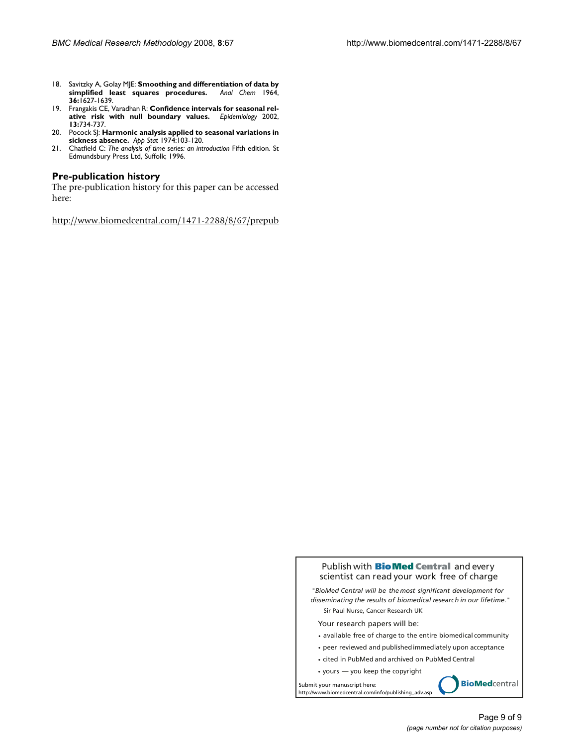18. Savitzky A, Golay MJE: **Smoothing and differentiation of data by simplified least squares procedures.** *Anal Chem* 1964, **36:**1627-1639.
19. Frangakis CE, Varadhan R: **Confidence intervals for seasonal relative risk with null boundary values.** *Epidemiology* 2002, **13:**734-737.
20. Pocock SJ: **Harmonic analysis applied to seasonal variations in sickness absence.** *App Stat* 1974:103-120.
21. Chatfield C: *The analysis of time series: an introduction* Fifth edition. St Edmundsbury Press Ltd, Suffolk; 1996.

## Pre-publication history

The pre-publication history for this paper can be accessed here:

http://www.biomedcentral.com/1471-2288/8/67/prepub

Publish with **BioMed Central** and every scientist can read your work free of charge

*"BioMed Central will be the most significant development for disseminating the results of biomedical research in our lifetime."*

Sir Paul Nurse, Cancer Research UK

Your research papers will be:

- available free of charge to the entire biomedical community
- peer reviewed and published immediately upon acceptance
- cited in PubMed and archived on PubMed Central
- yours — you keep the copyright

Submit your manuscript here:
http://www.biomedcentral.com/info/publishing_adv.asp

**BioMed**central